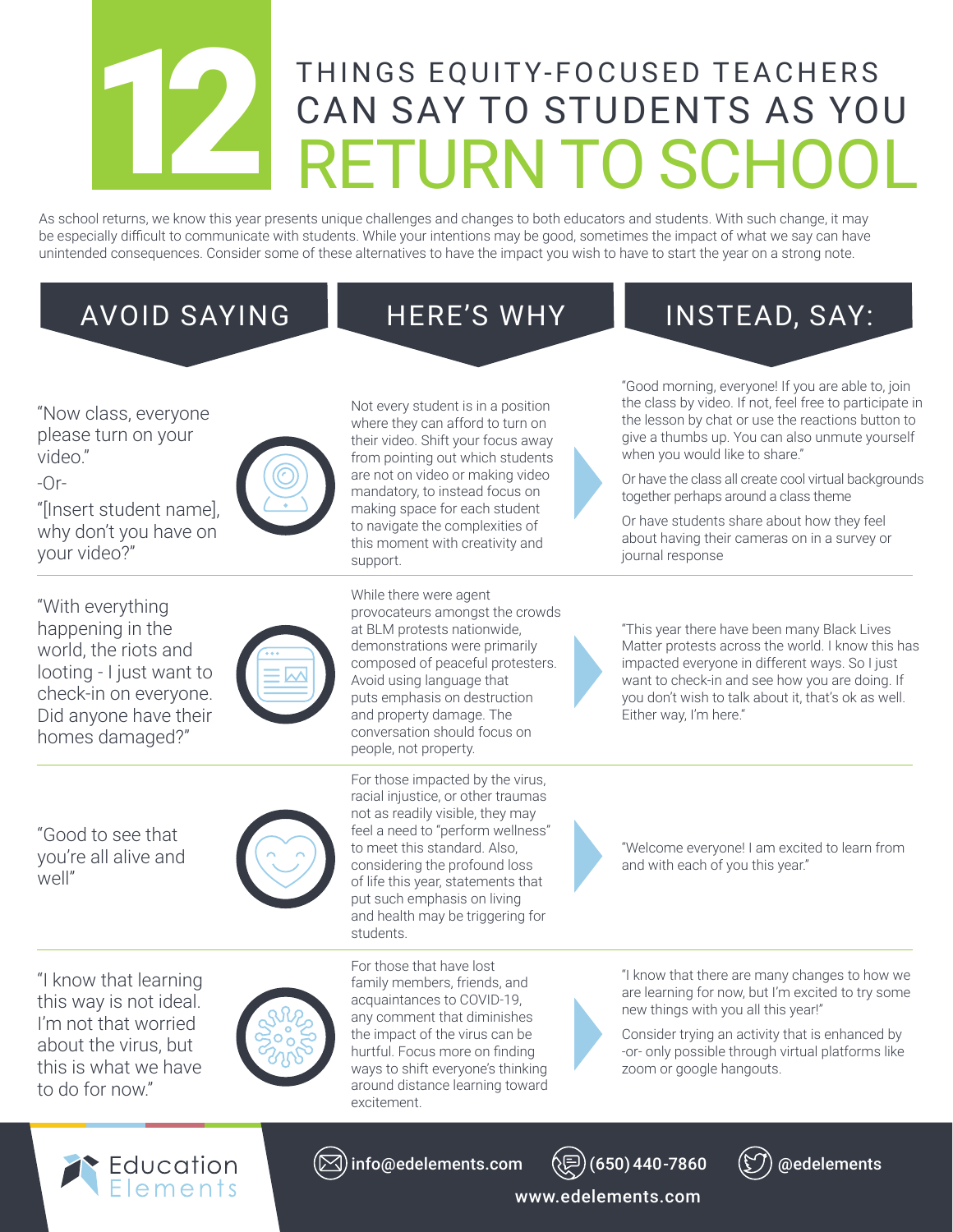# 12 THINGS EQUITY-FOCUSED TEACHERS CAN SAY TO STUDENTS AS YOU RETURN TO SCHOOL

As school returns, we know this year presents unique challenges and changes to both educators and students. With such change, it may be especially difficult to communicate with students. While your intentions may be good, sometimes the impact of what we say can have unintended consequences. Consider some of these alternatives to have the impact you wish to have to start the year on a strong note.

| AVOID SAYING | HERE'S WHY | INSTEAD, SAY: |
|---|---|---|
| "Now class, everyone please turn on your video." -Or- "[Insert student name], why don't you have on your video?" | Not every student is in a position where they can afford to turn on their video. Shift your focus away from pointing out which students are not on video or making video mandatory, to instead focus on making space for each student to navigate the complexities of this moment with creativity and support. | "Good morning, everyone! If you are able to, join the class by video. If not, feel free to participate in the lesson by chat or use the reactions button to give a thumbs up. You can also unmute yourself when you would like to share." Or have the class all create cool virtual backgrounds together perhaps around a class theme. Or have students share about how they feel about having their cameras on in a survey or journal response |
| "With everything happening in the world, the riots and looting - I just want to check-in on everyone. Did anyone have their homes damaged?" | While there were agent provocateurs amongst the crowds at BLM protests nationwide, demonstrations were primarily composed of peaceful protesters. Avoid using language that puts emphasis on destruction and property damage. The conversation should focus on people, not property. | "This year there have been many Black Lives Matter protests across the world. I know this has impacted everyone in different ways. So I just want to check-in and see how you are doing. If you don't wish to talk about it, that's ok as well. Either way, I'm here." |
| "Good to see that you're all alive and well" | For those impacted by the virus, racial injustice, or other traumas not as readily visible, they may feel a need to "perform wellness" to meet this standard. Also, considering the profound loss of life this year, statements that put such emphasis on living and health may be triggering for students. | "Welcome everyone! I am excited to learn from and with each of you this year." |
| "I know that learning this way is not ideal. I'm not that worried about the virus, but this is what we have to do for now." | For those that have lost family members, friends, and acquaintances to COVID-19, any comment that diminishes the impact of the virus can be hurtful. Focus more on finding ways to shift everyone's thinking around distance learning toward excitement. | "I know that there are many changes to how we are learning for now, but I'm excited to try some new things with you all this year!" Consider trying an activity that is enhanced by -or- only possible through virtual platforms like zoom or google hangouts. |

Education Elements

info@edelements.com | (650) 440-7860 | @edelements

www.edelements.com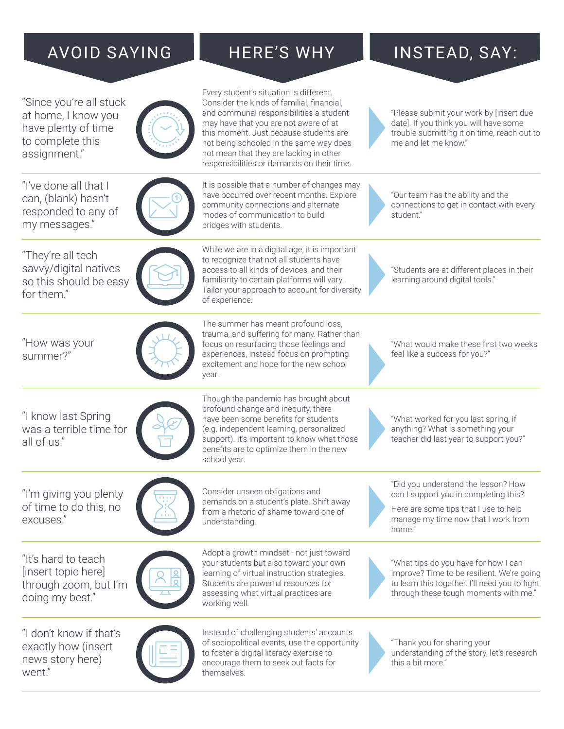| AVOID SAYING | HERE'S WHY | INSTEAD, SAY: |
| --- | --- | --- |
| "Since you're all stuck at home, I know you have plenty of time to complete this assignment." | Every student's situation is different. Consider the kinds of familial, financial, and communal responsibilities a student may have that you are not aware of at this moment. Just because students are not being schooled in the same way does not mean that they are lacking in other responsibilities or demands on their time. | "Please submit your work by [insert due date]. If you think you will have some trouble submitting it on time, reach out to me and let me know." |
| "I've done all that I can, (blank) hasn't responded to any of my messages." | It is possible that a number of changes may have occurred over recent months. Explore community connections and alternate modes of communication to build bridges with students. | "Our team has the ability and the connections to get in contact with every student." |
| "They're all tech savvy/digital natives so this should be easy for them." | While we are in a digital age, it is important to recognize that not all students have access to all kinds of devices, and their familiarity to certain platforms will vary. Tailor your approach to account for diversity of experience. | "Students are at different places in their learning around digital tools." |
| "How was your summer?" | The summer has meant profound loss, trauma, and suffering for many. Rather than focus on resurfacing those feelings and experiences, instead focus on prompting excitement and hope for the new school year. | "What would make these first two weeks feel like a success for you?" |
| "I know last Spring was a terrible time for all of us." | Though the pandemic has brought about profound change and inequity, there have been some benefits for students (e.g. independent learning, personalized support). It's important to know what those benefits are to optimize them in the new school year. | "What worked for you last spring, if anything? What is something your teacher did last year to support you?" |
| "I'm giving you plenty of time to do this, no excuses." | Consider unseen obligations and demands on a student's plate. Shift away from a rhetoric of shame toward one of understanding. | "Did you understand the lesson? How can I support you in completing this? Here are some tips that I use to help manage my time now that I work from home." |
| "It's hard to teach [insert topic here] through zoom, but I'm doing my best." | Adopt a growth mindset - not just toward your students but also toward your own learning of virtual instruction strategies. Students are powerful resources for assessing what virtual practices are working well. | "What tips do you have for how I can improve? Time to be resilient. We're going to learn this together. I'll need you to fight through these tough moments with me." |
| "I don't know if that's exactly how (insert news story here) went." | Instead of challenging students' accounts of sociopolitical events, use the opportunity to foster a digital literacy exercise to encourage them to seek out facts for themselves. | "Thank you for sharing your understanding of the story, let's research this a bit more." |